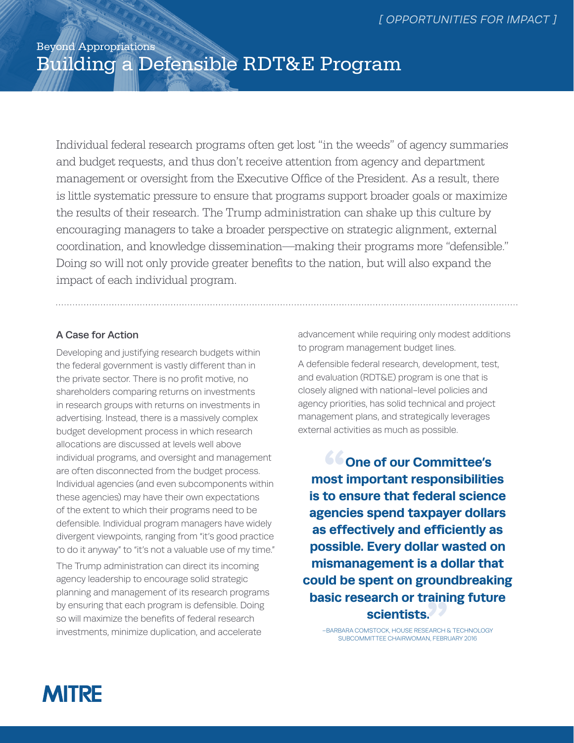*[ OPPORTUNITIES FOR IMPACT ]*

Beyond Appropriations

# Building a Defensible RDT&E Program

Individual federal research programs often get lost "in the weeds" of agency summaries and budget requests, and thus don't receive attention from agency and department management or oversight from the Executive Office of the President. As a result, there is little systematic pressure to ensure that programs support broader goals or maximize the results of their research. The Trump administration can shake up this culture by encouraging managers to take a broader perspective on strategic alignment, external coordination, and knowledge dissemination—making their programs more "defensible." Doing so will not only provide greater benefits to the nation, but will also expand the impact of each individual program.

## A Case for Action

Developing and justifying research budgets within the federal government is vastly different than in the private sector. There is no profit motive, no shareholders comparing returns on investments in research groups with returns on investments in advertising. Instead, there is a massively complex budget development process in which research allocations are discussed at levels well above individual programs, and oversight and management are often disconnected from the budget process. Individual agencies (and even subcomponents within these agencies) may have their own expectations of the extent to which their programs need to be defensible. Individual program managers have widely divergent viewpoints, ranging from "it's good practice to do it anyway" to "it's not a valuable use of my time."

The Trump administration can direct its incoming agency leadership to encourage solid strategic planning and management of its research programs by ensuring that each program is defensible. Doing so will maximize the benefits of federal research investments, minimize duplication, and accelerate advancement while requiring only modest additions to program management budget lines.

A defensible federal research, development, test, and evaluation (RDT&E) program is one that is closely aligned with national-level policies and agency priorities, has solid technical and project management plans, and strategically leverages external activities as much as possible.

> **"One of our Committee's most important responsibilities is to ensure that federal science agencies spend taxpayer dollars as effectively and efficiently as possible. Every dollar wasted on mismanagement is a dollar that could be spent on groundbreaking basic research or training future scientists."**
>
> –BARBARA COMSTOCK, HOUSE RESEARCH & TECHNOLOGY SUBCOMMITTEE CHAIRWOMAN, FEBRUARY 2016

MITRE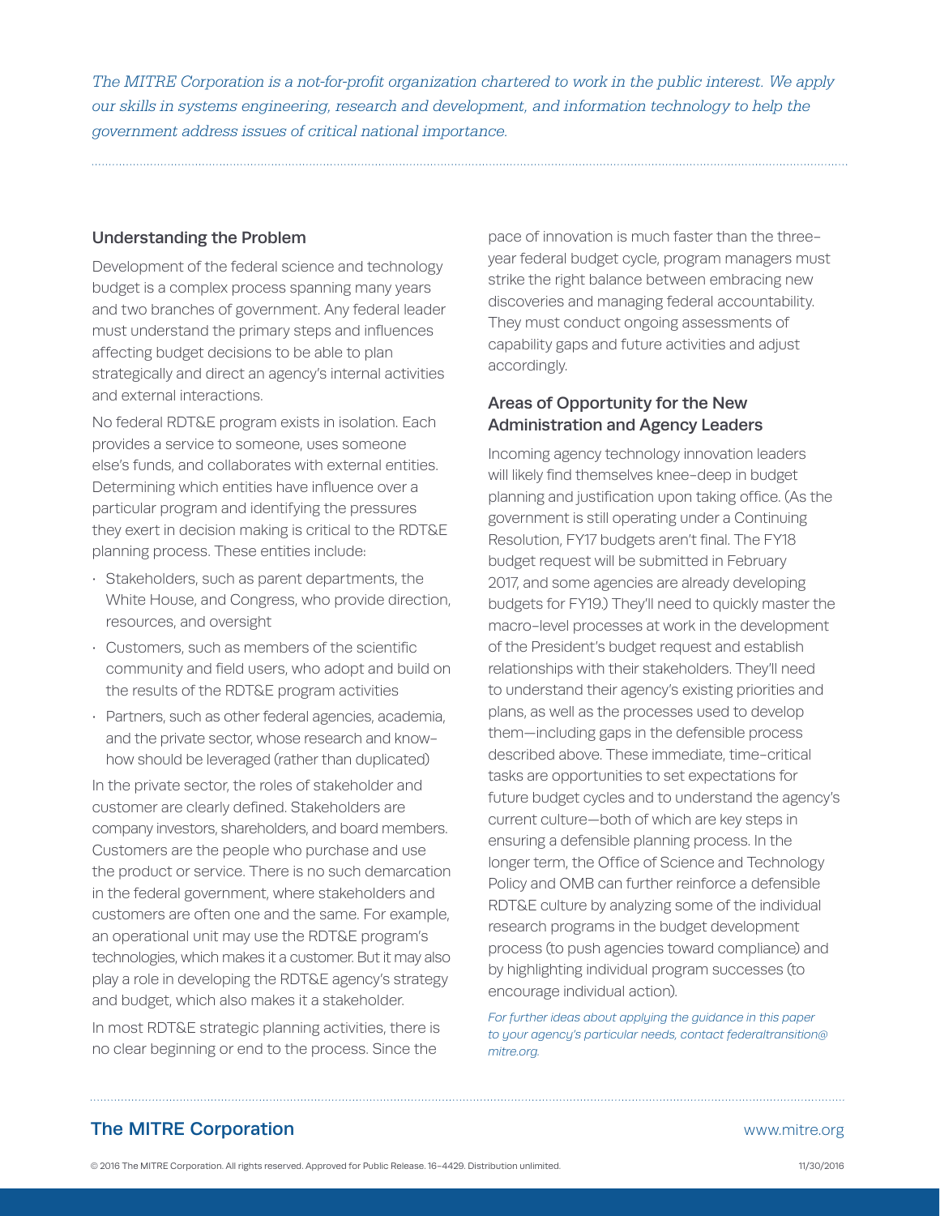*The MITRE Corporation is a not-for-profit organization chartered to work in the public interest. We apply our skills in systems engineering, research and development, and information technology to help the government address issues of critical national importance.*

## Understanding the Problem

Development of the federal science and technology budget is a complex process spanning many years and two branches of government. Any federal leader must understand the primary steps and influences affecting budget decisions to be able to plan strategically and direct an agency's internal activities and external interactions.

No federal RDT&E program exists in isolation. Each provides a service to someone, uses someone else's funds, and collaborates with external entities. Determining which entities have influence over a particular program and identifying the pressures they exert in decision making is critical to the RDT&E planning process. These entities include:

- Stakeholders, such as parent departments, the White House, and Congress, who provide direction, resources, and oversight
- Customers, such as members of the scientific community and field users, who adopt and build on the results of the RDT&E program activities
- Partners, such as other federal agencies, academia, and the private sector, whose research and know-how should be leveraged (rather than duplicated)

In the private sector, the roles of stakeholder and customer are clearly defined. Stakeholders are company investors, shareholders, and board members. Customers are the people who purchase and use the product or service. There is no such demarcation in the federal government, where stakeholders and customers are often one and the same. For example, an operational unit may use the RDT&E program's technologies, which makes it a customer. But it may also play a role in developing the RDT&E agency's strategy and budget, which also makes it a stakeholder.

In most RDT&E strategic planning activities, there is no clear beginning or end to the process. Since the pace of innovation is much faster than the three-year federal budget cycle, program managers must strike the right balance between embracing new discoveries and managing federal accountability. They must conduct ongoing assessments of capability gaps and future activities and adjust accordingly.

## Areas of Opportunity for the New Administration and Agency Leaders

Incoming agency technology innovation leaders will likely find themselves knee-deep in budget planning and justification upon taking office. (As the government is still operating under a Continuing Resolution, FY17 budgets aren't final. The FY18 budget request will be submitted in February 2017, and some agencies are already developing budgets for FY19.) They'll need to quickly master the macro-level processes at work in the development of the President's budget request and establish relationships with their stakeholders. They'll need to understand their agency's existing priorities and plans, as well as the processes used to develop them—including gaps in the defensible process described above. These immediate, time-critical tasks are opportunities to set expectations for future budget cycles and to understand the agency's current culture—both of which are key steps in ensuring a defensible planning process. In the longer term, the Office of Science and Technology Policy and OMB can further reinforce a defensible RDT&E culture by analyzing some of the individual research programs in the budget development process (to push agencies toward compliance) and by highlighting individual program successes (to encourage individual action).

*For further ideas about applying the guidance in this paper to your agency's particular needs, contact federaltransition@mitre.org.*

**The MITRE Corporation** www.mitre.org

© 2016 The MITRE Corporation. All rights reserved. Approved for Public Release. 16-4429. Distribution unlimited. 11/30/2016